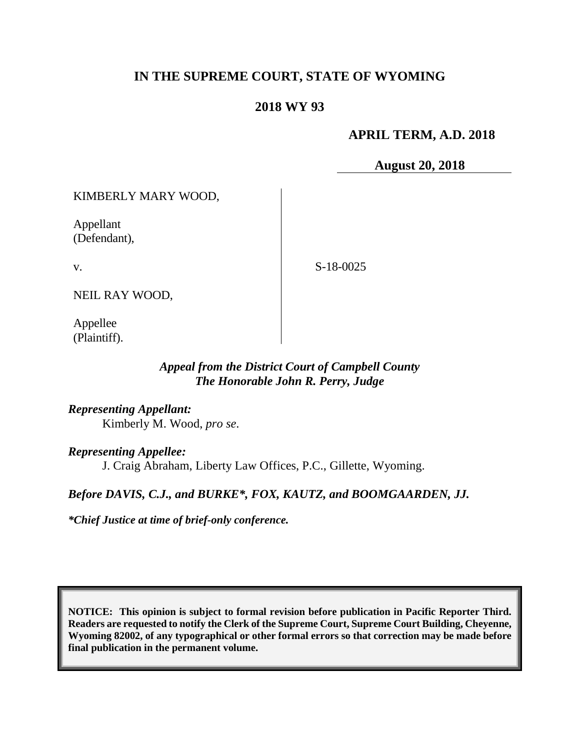**IN THE SUPREME COURT, STATE OF WYOMING**

**2018 WY 93**

**APRIL TERM, A.D. 2018**

**August 20, 2018**

| | |
|---|---|
| KIMBERLY MARY WOOD,<br><br>Appellant<br>(Defendant),<br><br>v.<br><br>NEIL RAY WOOD,<br><br>Appellee<br>(Plaintiff). | S-18-0025 |

***Appeal from the District Court of Campbell County***
***The Honorable John R. Perry, Judge***

***Representing Appellant:***
Kimberly M. Wood, *pro se*.

***Representing Appellee:***
J. Craig Abraham, Liberty Law Offices, P.C., Gillette, Wyoming.

***Before DAVIS, C.J., and BURKE\*, FOX, KAUTZ, and BOOMGAARDEN, JJ.***

***\*Chief Justice at time of brief-only conference.***

**NOTICE: This opinion is subject to formal revision before publication in Pacific Reporter Third. Readers are requested to notify the Clerk of the Supreme Court, Supreme Court Building, Cheyenne, Wyoming 82002, of any typographical or other formal errors so that correction may be made before final publication in the permanent volume.**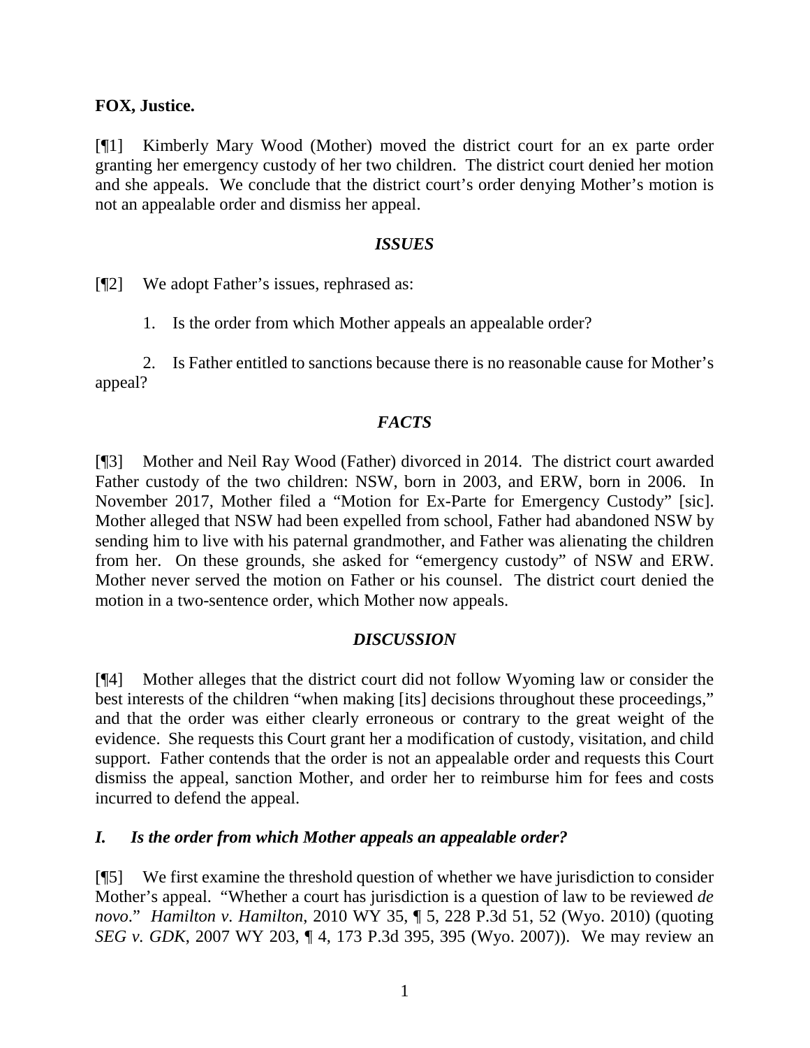**FOX, Justice.**

[¶1] Kimberly Mary Wood (Mother) moved the district court for an ex parte order granting her emergency custody of her two children. The district court denied her motion and she appeals. We conclude that the district court's order denying Mother's motion is not an appealable order and dismiss her appeal.

### *ISSUES*

[¶2] We adopt Father's issues, rephrased as:

1. Is the order from which Mother appeals an appealable order?

2. Is Father entitled to sanctions because there is no reasonable cause for Mother's appeal?

### *FACTS*

[¶3] Mother and Neil Ray Wood (Father) divorced in 2014. The district court awarded Father custody of the two children: NSW, born in 2003, and ERW, born in 2006. In November 2017, Mother filed a "Motion for Ex-Parte for Emergency Custody" [sic]. Mother alleged that NSW had been expelled from school, Father had abandoned NSW by sending him to live with his paternal grandmother, and Father was alienating the children from her. On these grounds, she asked for "emergency custody" of NSW and ERW. Mother never served the motion on Father or his counsel. The district court denied the motion in a two-sentence order, which Mother now appeals.

### *DISCUSSION*

[¶4] Mother alleges that the district court did not follow Wyoming law or consider the best interests of the children "when making [its] decisions throughout these proceedings," and that the order was either clearly erroneous or contrary to the great weight of the evidence. She requests this Court grant her a modification of custody, visitation, and child support. Father contends that the order is not an appealable order and requests this Court dismiss the appeal, sanction Mother, and order her to reimburse him for fees and costs incurred to defend the appeal.

### *I. Is the order from which Mother appeals an appealable order?*

[¶5] We first examine the threshold question of whether we have jurisdiction to consider Mother's appeal. "Whether a court has jurisdiction is a question of law to be reviewed *de novo*." *Hamilton v. Hamilton*, 2010 WY 35, ¶ 5, 228 P.3d 51, 52 (Wyo. 2010) (quoting *SEG v. GDK*, 2007 WY 203, ¶ 4, 173 P.3d 395, 395 (Wyo. 2007)). We may review an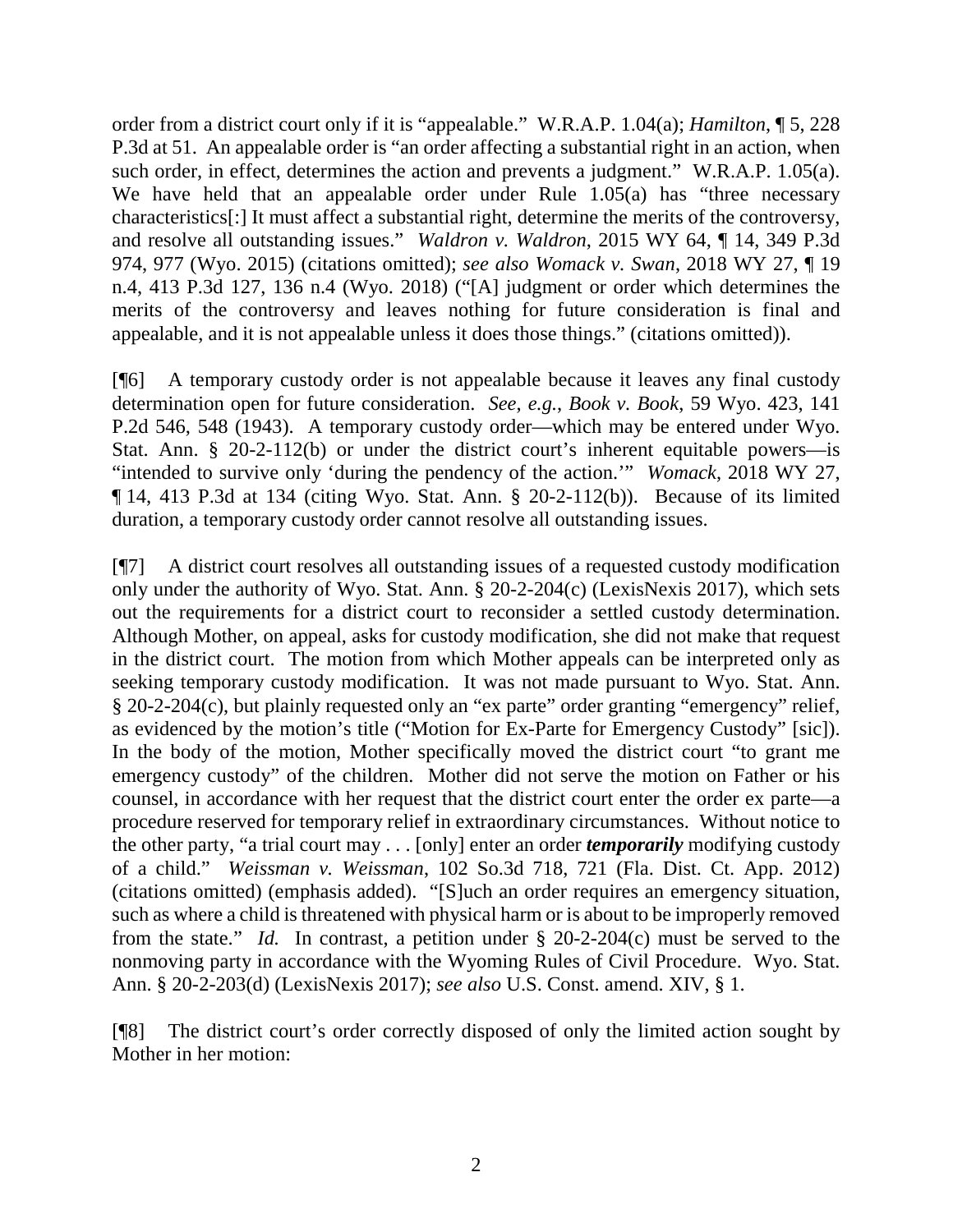order from a district court only if it is "appealable." W.R.A.P. 1.04(a); *Hamilton*, ¶ 5, 228 P.3d at 51. An appealable order is "an order affecting a substantial right in an action, when such order, in effect, determines the action and prevents a judgment." W.R.A.P. 1.05(a). We have held that an appealable order under Rule 1.05(a) has "three necessary characteristics[:] It must affect a substantial right, determine the merits of the controversy, and resolve all outstanding issues." *Waldron v. Waldron*, 2015 WY 64, ¶ 14, 349 P.3d 974, 977 (Wyo. 2015) (citations omitted); *see also Womack v. Swan*, 2018 WY 27, ¶ 19 n.4, 413 P.3d 127, 136 n.4 (Wyo. 2018) ("[A] judgment or order which determines the merits of the controversy and leaves nothing for future consideration is final and appealable, and it is not appealable unless it does those things." (citations omitted)).

[¶6] A temporary custody order is not appealable because it leaves any final custody determination open for future consideration. *See, e.g.*, *Book v. Book*, 59 Wyo. 423, 141 P.2d 546, 548 (1943). A temporary custody order—which may be entered under Wyo. Stat. Ann. § 20-2-112(b) or under the district court's inherent equitable powers—is "intended to survive only 'during the pendency of the action.'" *Womack*, 2018 WY 27, ¶ 14, 413 P.3d at 134 (citing Wyo. Stat. Ann. § 20-2-112(b)). Because of its limited duration, a temporary custody order cannot resolve all outstanding issues.

[¶7] A district court resolves all outstanding issues of a requested custody modification only under the authority of Wyo. Stat. Ann. § 20-2-204(c) (LexisNexis 2017), which sets out the requirements for a district court to reconsider a settled custody determination. Although Mother, on appeal, asks for custody modification, she did not make that request in the district court. The motion from which Mother appeals can be interpreted only as seeking temporary custody modification. It was not made pursuant to Wyo. Stat. Ann. § 20-2-204(c), but plainly requested only an "ex parte" order granting "emergency" relief, as evidenced by the motion's title ("Motion for Ex-Parte for Emergency Custody" [sic]). In the body of the motion, Mother specifically moved the district court "to grant me emergency custody" of the children. Mother did not serve the motion on Father or his counsel, in accordance with her request that the district court enter the order ex parte—a procedure reserved for temporary relief in extraordinary circumstances. Without notice to the other party, "a trial court may . . . [only] enter an order ***temporarily*** modifying custody of a child." *Weissman v. Weissman*, 102 So.3d 718, 721 (Fla. Dist. Ct. App. 2012) (citations omitted) (emphasis added). "[S]uch an order requires an emergency situation, such as where a child is threatened with physical harm or is about to be improperly removed from the state." *Id.* In contrast, a petition under § 20-2-204(c) must be served to the nonmoving party in accordance with the Wyoming Rules of Civil Procedure. Wyo. Stat. Ann. § 20-2-203(d) (LexisNexis 2017); *see also* U.S. Const. amend. XIV, § 1.

[¶8] The district court's order correctly disposed of only the limited action sought by Mother in her motion: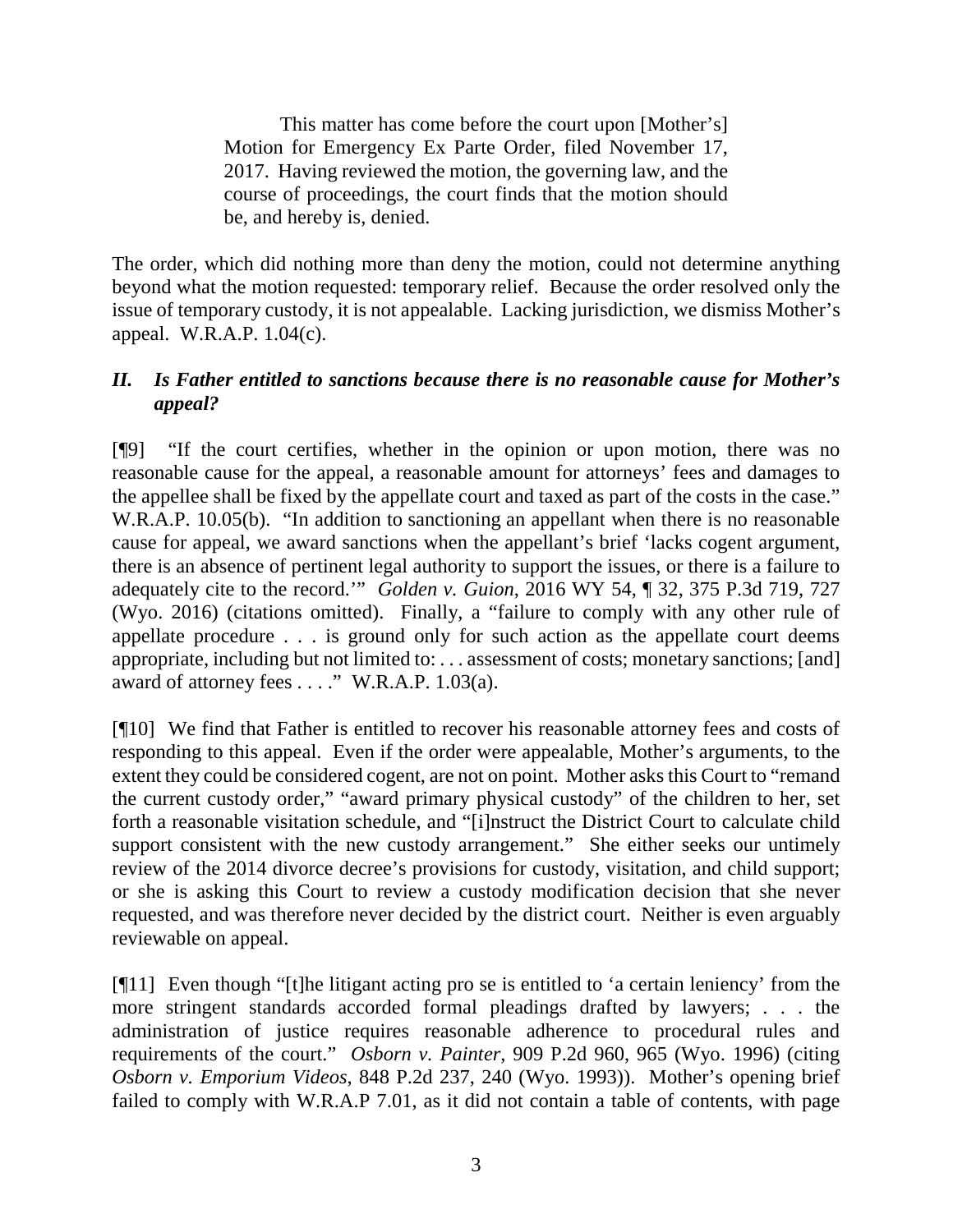> This matter has come before the court upon [Mother's] Motion for Emergency Ex Parte Order, filed November 17, 2017. Having reviewed the motion, the governing law, and the course of proceedings, the court finds that the motion should be, and hereby is, denied.

The order, which did nothing more than deny the motion, could not determine anything beyond what the motion requested: temporary relief. Because the order resolved only the issue of temporary custody, it is not appealable. Lacking jurisdiction, we dismiss Mother's appeal. W.R.A.P. 1.04(c).

### *II. Is Father entitled to sanctions because there is no reasonable cause for Mother's appeal?*

[¶9] "If the court certifies, whether in the opinion or upon motion, there was no reasonable cause for the appeal, a reasonable amount for attorneys' fees and damages to the appellee shall be fixed by the appellate court and taxed as part of the costs in the case." W.R.A.P. 10.05(b). "In addition to sanctioning an appellant when there is no reasonable cause for appeal, we award sanctions when the appellant's brief 'lacks cogent argument, there is an absence of pertinent legal authority to support the issues, or there is a failure to adequately cite to the record.'" *Golden v. Guion*, 2016 WY 54, ¶ 32, 375 P.3d 719, 727 (Wyo. 2016) (citations omitted). Finally, a "failure to comply with any other rule of appellate procedure . . . is ground only for such action as the appellate court deems appropriate, including but not limited to: . . . assessment of costs; monetary sanctions; [and] award of attorney fees . . . ." W.R.A.P. 1.03(a).

[¶10] We find that Father is entitled to recover his reasonable attorney fees and costs of responding to this appeal. Even if the order were appealable, Mother's arguments, to the extent they could be considered cogent, are not on point. Mother asks this Court to "remand the current custody order," "award primary physical custody" of the children to her, set forth a reasonable visitation schedule, and "[i]nstruct the District Court to calculate child support consistent with the new custody arrangement." She either seeks our untimely review of the 2014 divorce decree's provisions for custody, visitation, and child support; or she is asking this Court to review a custody modification decision that she never requested, and was therefore never decided by the district court. Neither is even arguably reviewable on appeal.

[¶11] Even though "[t]he litigant acting pro se is entitled to 'a certain leniency' from the more stringent standards accorded formal pleadings drafted by lawyers; . . . the administration of justice requires reasonable adherence to procedural rules and requirements of the court." *Osborn v. Painter*, 909 P.2d 960, 965 (Wyo. 1996) (citing *Osborn v. Emporium Videos*, 848 P.2d 237, 240 (Wyo. 1993)). Mother's opening brief failed to comply with W.R.A.P 7.01, as it did not contain a table of contents, with page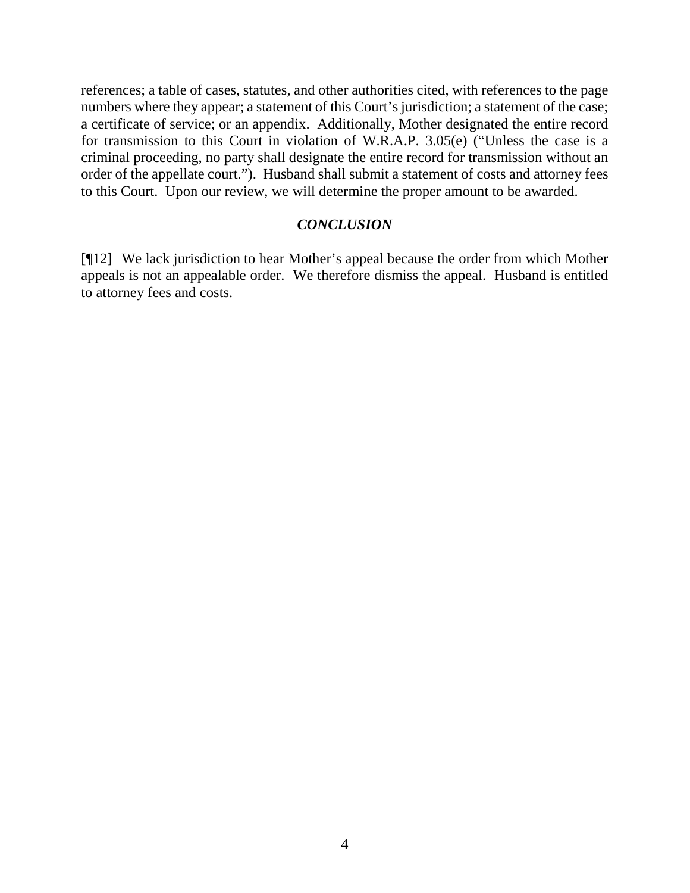references; a table of cases, statutes, and other authorities cited, with references to the page numbers where they appear; a statement of this Court's jurisdiction; a statement of the case; a certificate of service; or an appendix. Additionally, Mother designated the entire record for transmission to this Court in violation of W.R.A.P. 3.05(e) ("Unless the case is a criminal proceeding, no party shall designate the entire record for transmission without an order of the appellate court."). Husband shall submit a statement of costs and attorney fees to this Court. Upon our review, we will determine the proper amount to be awarded.

### ***CONCLUSION***

[¶12] We lack jurisdiction to hear Mother's appeal because the order from which Mother appeals is not an appealable order. We therefore dismiss the appeal. Husband is entitled to attorney fees and costs.